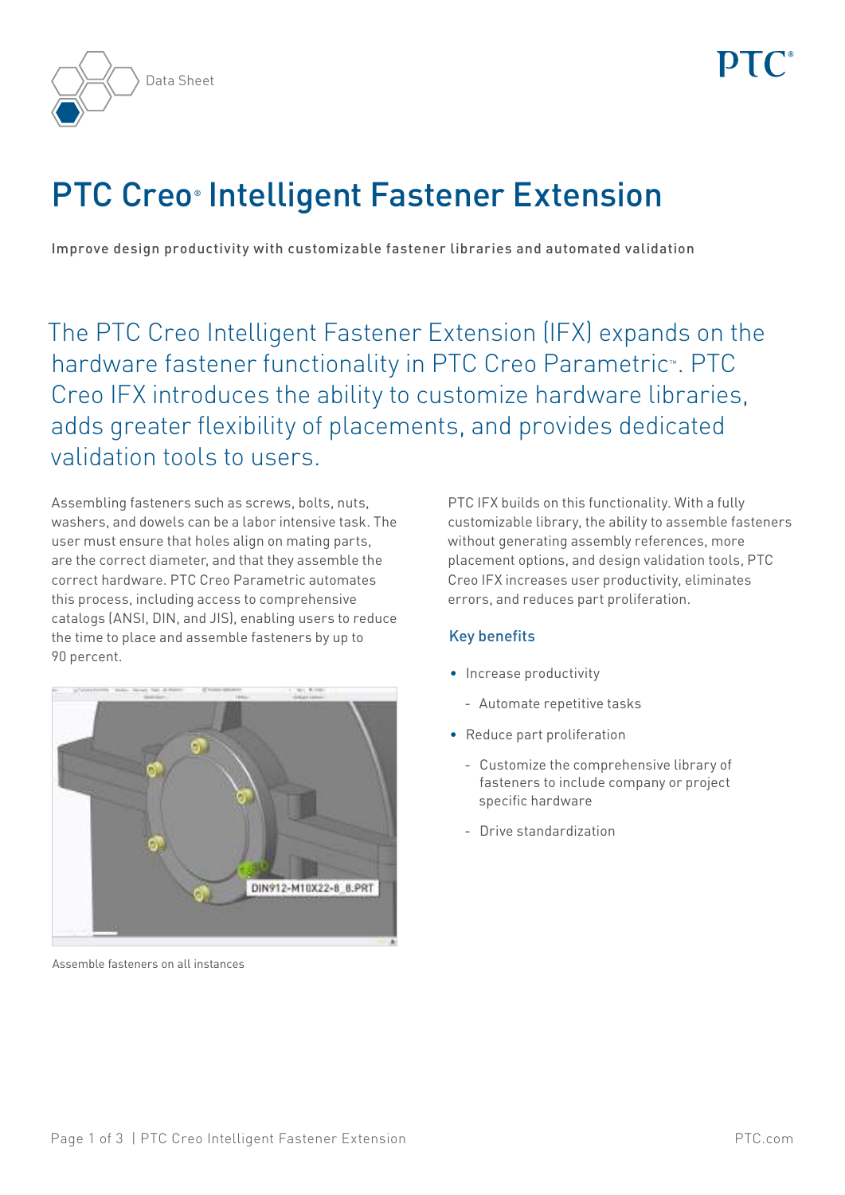Data Sheet

# PTC Creo® Intelligent Fastener Extension

Improve design productivity with customizable fastener libraries and automated validation

The PTC Creo Intelligent Fastener Extension (IFX) expands on the hardware fastener functionality in PTC Creo Parametric™. PTC Creo IFX introduces the ability to customize hardware libraries, adds greater flexibility of placements, and provides dedicated validation tools to users.

Assembling fasteners such as screws, bolts, nuts, washers, and dowels can be a labor intensive task. The user must ensure that holes align on mating parts, are the correct diameter, and that they assemble the correct hardware. PTC Creo Parametric automates this process, including access to comprehensive catalogs (ANSI, DIN, and JIS), enabling users to reduce the time to place and assemble fasteners by up to 90 percent.

Assemble fasteners on all instances

PTC IFX builds on this functionality. With a fully customizable library, the ability to assemble fasteners without generating assembly references, more placement options, and design validation tools, PTC Creo IFX increases user productivity, eliminates errors, and reduces part proliferation.

## Key benefits

- Increase productivity
  - Automate repetitive tasks
- Reduce part proliferation
  - Customize the comprehensive library of fasteners to include company or project specific hardware
  - Drive standardization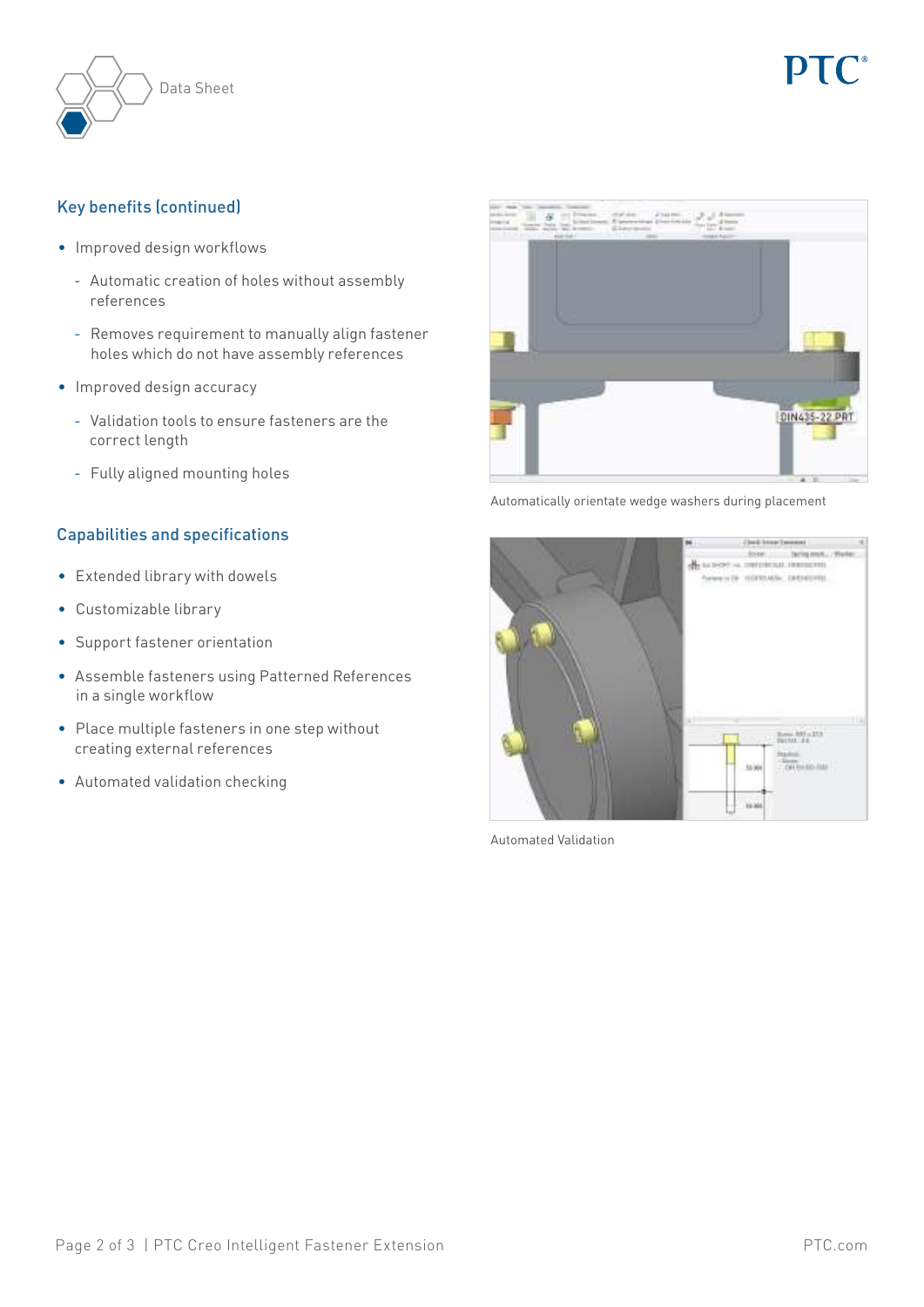## Key benefits (continued)

- Improved design workflows
  - Automatic creation of holes without assembly references
  - Removes requirement to manually align fastener holes which do not have assembly references
- Improved design accuracy
  - Validation tools to ensure fasteners are the correct length
  - Fully aligned mounting holes

## Capabilities and specifications

- Extended library with dowels
- Customizable library
- Support fastener orientation
- Assemble fasteners using Patterned References in a single workflow
- Place multiple fasteners in one step without creating external references
- Automated validation checking

Automatically orientate wedge washers during placement

Automated Validation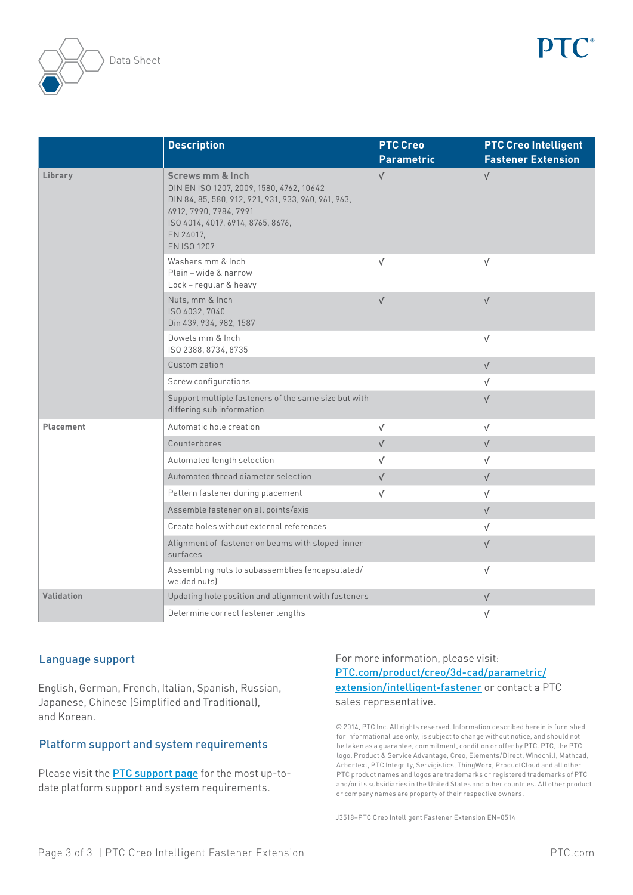| | Description | PTC Creo Parametric | PTC Creo Intelligent Fastener Extension |
|---|---|---|---|
| Library | **Screws mm & Inch**<br>DIN EN ISO 1207, 2009, 1580, 4762, 10642<br>DIN 84, 85, 580, 912, 921, 931, 933, 960, 961, 963, 6912, 7990, 7984, 7991<br>ISO 4014, 4017, 6914, 8765, 8676,<br>EN 24017,<br>EN ISO 1207 | √ | √ |
| | Washers mm & Inch<br>Plain – wide & narrow<br>Lock – regular & heavy | √ | √ |
| | Nuts, mm & Inch<br>ISO 4032, 7040<br>Din 439, 934, 982, 1587 | √ | √ |
| | Dowels mm & Inch<br>ISO 2388, 8734, 8735 | | √ |
| | Customization | | √ |
| | Screw configurations | | √ |
| | Support multiple fasteners of the same size but with differing sub information | | √ |
| Placement | Automatic hole creation | √ | √ |
| | Counterbores | √ | √ |
| | Automated length selection | √ | √ |
| | Automated thread diameter selection | √ | √ |
| | Pattern fastener during placement | √ | √ |
| | Assemble fastener on all points/axis | | √ |
| | Create holes without external references | | √ |
| | Alignment of fastener on beams with sloped inner surfaces | | √ |
| | Assembling nuts to subassemblies (encapsulated/ welded nuts) | | √ |
| Validation | Updating hole position and alignment with fasteners | | √ |
| | Determine correct fastener lengths | | √ |

## Language support

English, German, French, Italian, Spanish, Russian, Japanese, Chinese (Simplified and Traditional), and Korean.

## Platform support and system requirements

Please visit the PTC support page for the most up-to-date platform support and system requirements.

For more information, please visit: PTC.com/product/creo/3d-cad/parametric/extension/intelligent-fastener or contact a PTC sales representative.

© 2014, PTC Inc. All rights reserved. Information described herein is furnished for informational use only, is subject to change without notice, and should not be taken as a guarantee, commitment, condition or offer by PTC. PTC, the PTC logo, Product & Service Advantage, Creo, Elements/Direct, Windchill, Mathcad, Arbortext, PTC Integrity, Servigistics, ThingWorx, ProductCloud and all other PTC product names and logos are trademarks or registered trademarks of PTC and/or its subsidiaries in the United States and other countries. All other product or company names are property of their respective owners.

J3518–PTC Creo Intelligent Fastener Extension EN–0514